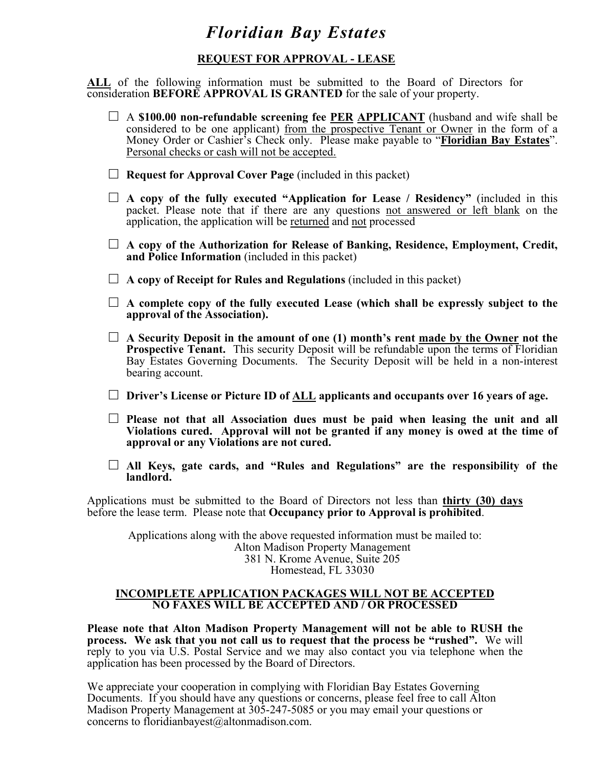# *Floridian Bay Estates*

## REQUEST FOR APPROVAL - LEASE

ALL of the following information must be submitted to the Board of Directors for consideration **BEFORE APPROVAL IS GRANTED** for the sale of your property.

- ☐ A **$100.00 non-refundable screening fee PER APPLICANT** (husband and wife shall be considered to be one applicant) from the prospective Tenant or Owner in the form of a Money Order or Cashier's Check only. Please make payable to "**Floridian Bay Estates**". Personal checks or cash will not be accepted.

- ☐ **Request for Approval Cover Page** (included in this packet)

- ☐ **A copy of the fully executed "Application for Lease / Residency"** (included in this packet. Please note that if there are any questions not answered or left blank on the application, the application will be returned and not processed

- ☐ **A copy of the Authorization for Release of Banking, Residence, Employment, Credit, and Police Information** (included in this packet)

- ☐ **A copy of Receipt for Rules and Regulations** (included in this packet)

- ☐ **A complete copy of the fully executed Lease (which shall be expressly subject to the approval of the Association).**

- ☐ **A Security Deposit in the amount of one (1) month's rent made by the Owner not the Prospective Tenant.** This security Deposit will be refundable upon the terms of Floridian Bay Estates Governing Documents. The Security Deposit will be held in a non-interest bearing account.

- ☐ **Driver's License or Picture ID of ALL applicants and occupants over 16 years of age.**

- ☐ **Please not that all Association dues must be paid when leasing the unit and all Violations cured. Approval will not be granted if any money is owed at the time of approval or any Violations are not cured.**

- ☐ **All Keys, gate cards, and "Rules and Regulations" are the responsibility of the landlord.**

Applications must be submitted to the Board of Directors not less than **thirty (30) days** before the lease term. Please note that **Occupancy prior to Approval is prohibited**.

Applications along with the above requested information must be mailed to:
Alton Madison Property Management
381 N. Krome Avenue, Suite 205
Homestead, FL 33030

**INCOMPLETE APPLICATION PACKAGES WILL NOT BE ACCEPTED**
**NO FAXES WILL BE ACCEPTED AND / OR PROCESSED**

**Please note that Alton Madison Property Management will not be able to RUSH the process. We ask that you not call us to request that the process be "rushed".** We will reply to you via U.S. Postal Service and we may also contact you via telephone when the application has been processed by the Board of Directors.

We appreciate your cooperation in complying with Floridian Bay Estates Governing Documents. If you should have any questions or concerns, please feel free to call Alton Madison Property Management at 305-247-5085 or you may email your questions or concerns to floridianbayest@altonmadison.com.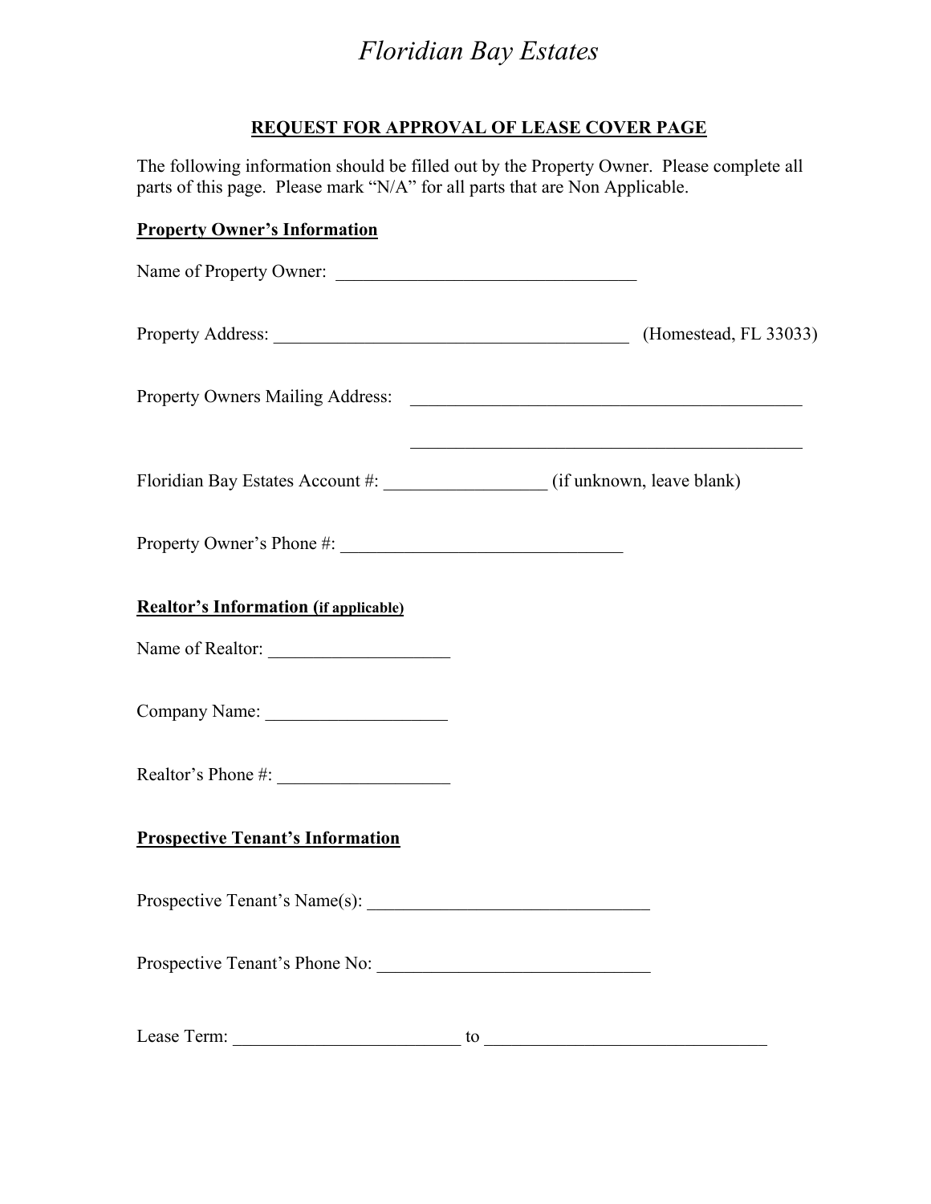# *Floridian Bay Estates*

## REQUEST FOR APPROVAL OF LEASE COVER PAGE

The following information should be filled out by the Property Owner. Please complete all parts of this page. Please mark "N/A" for all parts that are Non Applicable.

**Property Owner's Information**

Name of Property Owner: ________________________________

Property Address: ______________________________________ (Homestead, FL 33033)

Property Owners Mailing Address: ______________________________________

______________________________________

Floridian Bay Estates Account #: _________________ (if unknown, leave blank)

Property Owner's Phone #: ______________________________

**Realtor's Information (if applicable)**

Name of Realtor: ___________________

Company Name: ___________________

Realtor's Phone #: __________________

**Prospective Tenant's Information**

Prospective Tenant's Name(s): ______________________________

Prospective Tenant's Phone No: _____________________________

Lease Term: ________________________ to ______________________________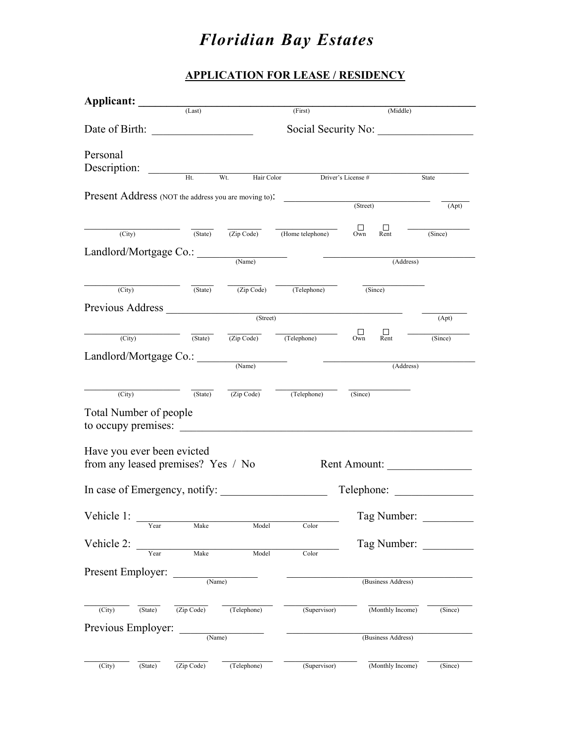# *Floridian Bay Estates*

## APPLICATION FOR LEASE / RESIDENCY

**Applicant:** ______________________________________________
(Last) (First) (Middle)

Date of Birth: __________________ Social Security No: _________________

Personal Description: ______________________________________________
Ht. Wt. Hair Color Driver's License # State

Present Address (NOT the address you are moving to): ______________________ ______
(Street) (Apt)

__________________ _____ ______ ____________ ☐ Own ☐ Rent ____________
(City) (State) (Zip Code) (Home telephone) (Since)

Landlord/Mortgage Co.: ________________ ____________________________
(Name) (Address)

__________________ _____ ______ ____________ ____________
(City) (State) (Zip Code) (Telephone) (Since)

Previous Address ______________________________________ ________
(Street) (Apt)

__________________ _____ ______ ____________ ☐ Own ☐ Rent ____________
(City) (State) (Zip Code) (Telephone) (Since)

Landlord/Mortgage Co.: ________________ ____________________________
(Name) (Address)

__________________ _____ ______ ____________ ____________
(City) (State) (Zip Code) (Telephone) (Since)

Total Number of people to occupy premises: ______________________________________________

Have you ever been evicted from any leased premises? Yes / No Rent Amount: _______________

In case of Emergency, notify: __________________ Telephone: ______________

Vehicle 1: ______________________________________ Tag Number: _________
Year Make Model Color

Vehicle 2: ______________________________________ Tag Number: _________
Year Make Model Color

Present Employer: _______________ ____________________________________
(Name) (Business Address)

_________ ______ _______ __________ _____________ __________ _______
(City) (State) (Zip Code) (Telephone) (Supervisor) (Monthly Income) (Since)

Previous Employer: _______________ ____________________________________
(Name) (Business Address)

_________ ______ _______ __________ _____________ __________ _______
(City) (State) (Zip Code) (Telephone) (Supervisor) (Monthly Income) (Since)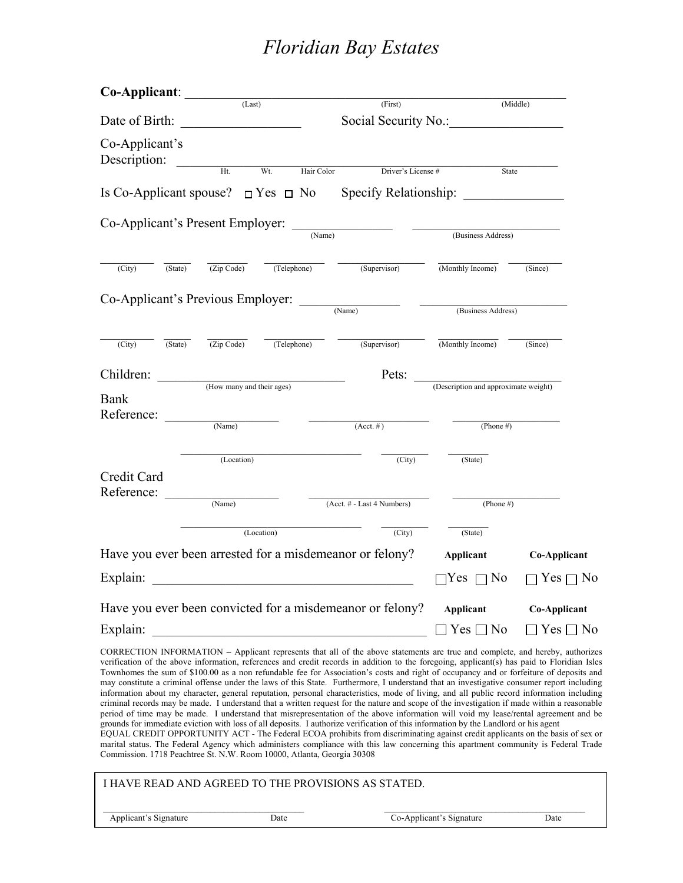# Floridian Bay Estates

**Co-Applicant**: ______________________________________________
(Last) (First) (Middle)

Date of Birth: __________________ Social Security No.:_________________

Co-Applicant's Description: ______________________________________________
Ht. Wt. Hair Color Driver's License # State

Is Co-Applicant spouse? ☐ Yes ☐ No Specify Relationship: _______________

Co-Applicant's Present Employer: _______________ ________________________
(Name) (Business Address)

________ ______ ________ __________ ______________ __________ ________
(City) (State) (Zip Code) (Telephone) (Supervisor) (Monthly Income) (Since)

Co-Applicant's Previous Employer: _______________ ________________________
(Name) (Business Address)

________ ______ ________ __________ ______________ __________ ________
(City) (State) (Zip Code) (Telephone) (Supervisor) (Monthly Income) (Since)

Children: ____________________________ Pets: ________________________
(How many and their ages) (Description and approximate weight)

Bank Reference: __________________ __________________ __________________
(Name) (Acct. #) (Phone #)

____________________________ __________ ________
(Location) (City) (State)

Credit Card Reference: __________________ __________________ __________________
(Name) (Acct. # - Last 4 Numbers) (Phone #)

____________________________ __________ ________
(Location) (City) (State)

Have you ever been arrested for a misdemeanor or felony? **Applicant** **Co-Applicant**

Explain: ________________________________________ ☐Yes ☐ No ☐ Yes ☐ No

Have you ever been convicted for a misdemeanor or felony? **Applicant** **Co-Applicant**

Explain: ________________________________________ ☐ Yes ☐ No ☐ Yes ☐ No

CORRECTION INFORMATION – Applicant represents that all of the above statements are true and complete, and hereby, authorizes verification of the above information, references and credit records in addition to the foregoing, applicant(s) has paid to Floridian Isles Townhomes the sum of $100.00 as a non refundable fee for Association's costs and right of occupancy and or forfeiture of deposits and may constitute a criminal offense under the laws of this State. Furthermore, I understand that an investigative consumer report including information about my character, general reputation, personal characteristics, mode of living, and all public record information including criminal records may be made. I understand that a written request for the nature and scope of the investigation if made within a reasonable period of time may be made. I understand that misrepresentation of the above information will void my lease/rental agreement and be grounds for immediate eviction with loss of all deposits. I authorize verification of this information by the Landlord or his agent
EQUAL CREDIT OPPORTUNITY ACT - The Federal ECOA prohibits from discriminating against credit applicants on the basis of sex or marital status. The Federal Agency which administers compliance with this law concerning this apartment community is Federal Trade Commission. 1718 Peachtree St. N.W. Room 10000, Atlanta, Georgia 30308

I HAVE READ AND AGREED TO THE PROVISIONS AS STATED.

________________________________________ ________________________________________
Applicant's Signature Date Co-Applicant's Signature Date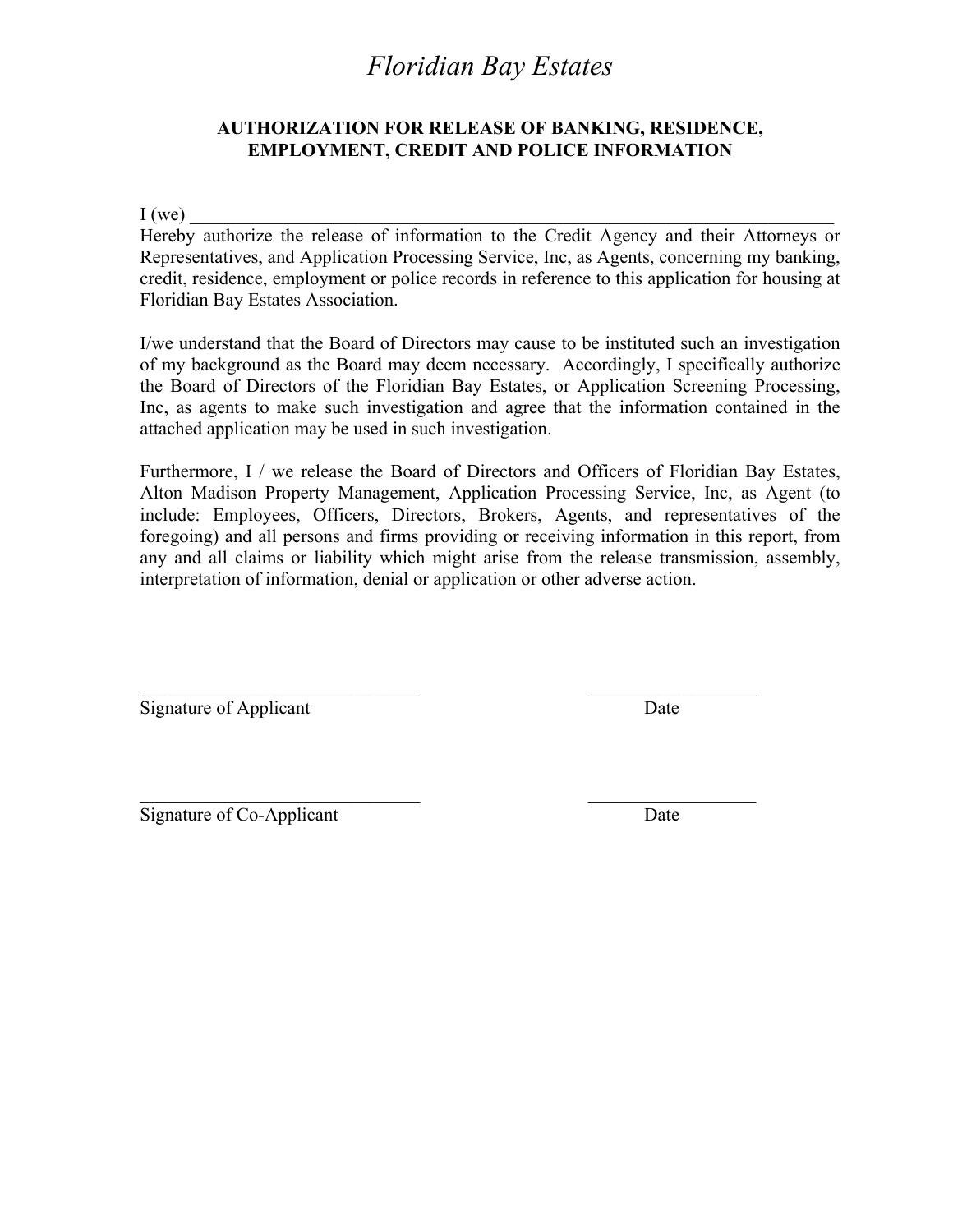# *Floridian Bay Estates*

## AUTHORIZATION FOR RELEASE OF BANKING, RESIDENCE, EMPLOYMENT, CREDIT AND POLICE INFORMATION

I (we) ____________________________________________________________________
Hereby authorize the release of information to the Credit Agency and their Attorneys or Representatives, and Application Processing Service, Inc, as Agents, concerning my banking, credit, residence, employment or police records in reference to this application for housing at Floridian Bay Estates Association.

I/we understand that the Board of Directors may cause to be instituted such an investigation of my background as the Board may deem necessary. Accordingly, I specifically authorize the Board of Directors of the Floridian Bay Estates, or Application Screening Processing, Inc, as agents to make such investigation and agree that the information contained in the attached application may be used in such investigation.

Furthermore, I / we release the Board of Directors and Officers of Floridian Bay Estates, Alton Madison Property Management, Application Processing Service, Inc, as Agent (to include: Employees, Officers, Directors, Brokers, Agents, and representatives of the foregoing) and all persons and firms providing or receiving information in this report, from any and all claims or liability which might arise from the release transmission, assembly, interpretation of information, denial or application or other adverse action.

______________________________ ______________________
Signature of Applicant Date

______________________________ ______________________
Signature of Co-Applicant Date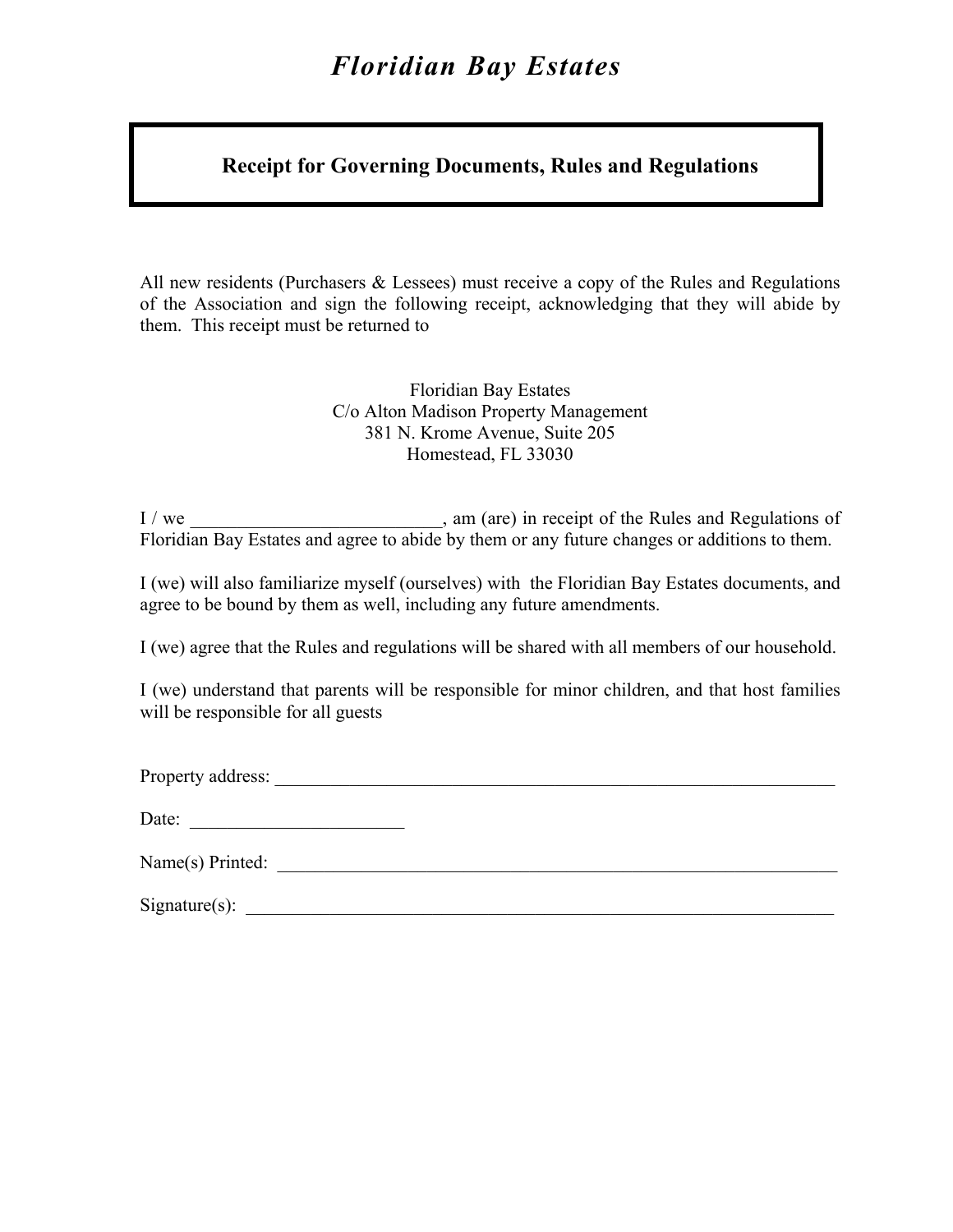# *Floridian Bay Estates*

## Receipt for Governing Documents, Rules and Regulations

All new residents (Purchasers & Lessees) must receive a copy of the Rules and Regulations of the Association and sign the following receipt, acknowledging that they will abide by them. This receipt must be returned to

Floridian Bay Estates
C/o Alton Madison Property Management
381 N. Krome Avenue, Suite 205
Homestead, FL 33030

I / we ___________________________, am (are) in receipt of the Rules and Regulations of Floridian Bay Estates and agree to abide by them or any future changes or additions to them.

I (we) will also familiarize myself (ourselves) with the Floridian Bay Estates documents, and agree to be bound by them as well, including any future amendments.

I (we) agree that the Rules and regulations will be shared with all members of our household.

I (we) understand that parents will be responsible for minor children, and that host families will be responsible for all guests

Property address: _______________________________________________________________

Date: ________________________

Name(s) Printed: ________________________________________________________________

Signature(s): ___________________________________________________________________